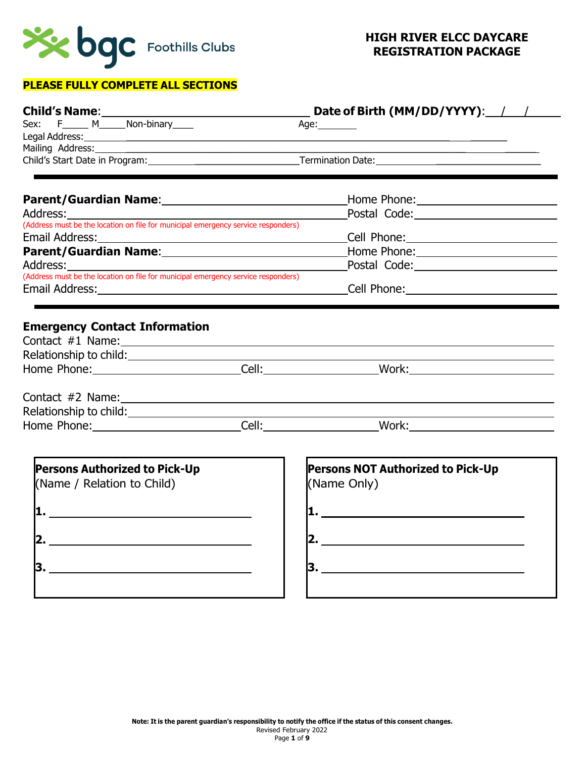bgc Foothills Clubs

# HIGH RIVER ELCC DAYCARE REGISTRATION PACKAGE

**PLEASE FULLY COMPLETE ALL SECTIONS**

**Child's Name**: ____________________ **Date of Birth (MM/DD/YYYY)**: ___/___/_____

Sex: F_____ M_____ Non-binary____ Age:_______

Legal Address: ____________________

Mailing Address: ____________________

Child's Start Date in Program: ____________________ Termination Date: ____________________

---

**Parent/Guardian Name**: ____________________ Home Phone: ____________________

Address: ____________________ Postal Code: ____________________

(Address must be the location on file for municipal emergency service responders)

Email Address: ____________________ Cell Phone: ____________________

**Parent/Guardian Name**: ____________________ Home Phone: ____________________

Address: ____________________ Postal Code: ____________________

(Address must be the location on file for municipal emergency service responders)

Email Address: ____________________ Cell Phone: ____________________

---

## Emergency Contact Information

Contact #1 Name: ____________________

Relationship to child: ____________________

Home Phone: ____________________ Cell: ____________________ Work: ____________________

Contact #2 Name: ____________________

Relationship to child: ____________________

Home Phone: ____________________ Cell: ____________________ Work: ____________________

| **Persons Authorized to Pick-Up** (Name / Relation to Child) | **Persons NOT Authorized to Pick-Up** (Name Only) |
|---|---|
| 1. ____________________ | 1. ____________________ |
| 2. ____________________ | 2. ____________________ |
| 3. ____________________ | 3. ____________________ |

**Note: It is the parent guardian's responsibility to notify the office if the status of this consent changes.**

Revised February 2022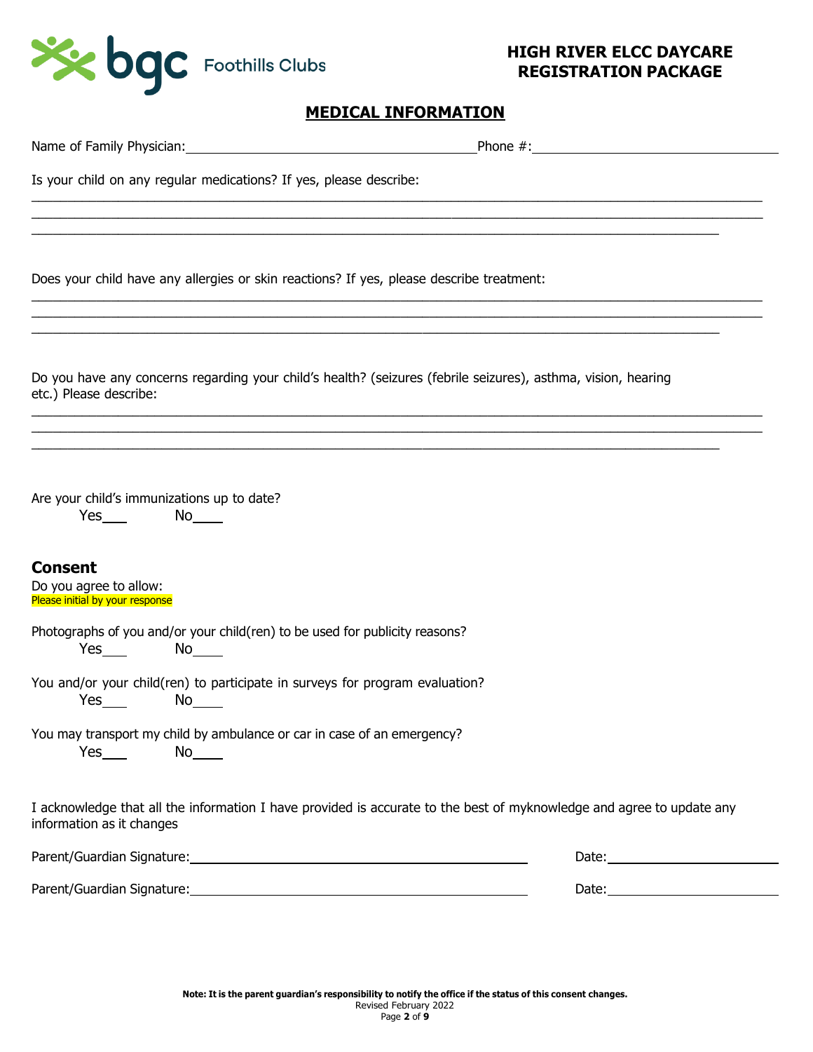**HIGH RIVER ELCC DAYCARE**
**REGISTRATION PACKAGE**

## MEDICAL INFORMATION

Name of Family Physician:________________________________________Phone #:_________________________________

Is your child on any regular medications? If yes, please describe:

_____________________________________________________________________________________________

_____________________________________________________________________________________________

_____________________________________________________________________________________________

Does your child have any allergies or skin reactions? If yes, please describe treatment:

_____________________________________________________________________________________________

_____________________________________________________________________________________________

_____________________________________________________________________________________________

Do you have any concerns regarding your child's health? (seizures (febrile seizures), asthma, vision, hearing etc.) Please describe:

_____________________________________________________________________________________________

_____________________________________________________________________________________________

_____________________________________________________________________________________________

Are your child's immunizations up to date?

Yes___ No____

### Consent

Do you agree to allow:

Please initial by your response

Photographs of you and/or your child(ren) to be used for publicity reasons?

Yes___ No____

You and/or your child(ren) to participate in surveys for program evaluation?

Yes___ No____

You may transport my child by ambulance or car in case of an emergency?

Yes___ No____

I acknowledge that all the information I have provided is accurate to the best of myknowledge and agree to update any information as it changes

Parent/Guardian Signature:______________________________________________ Date:_________________________

Parent/Guardian Signature:______________________________________________ Date:_________________________

**Note: It is the parent guardian's responsibility to notify the office if the status of this consent changes.**

Revised February 2022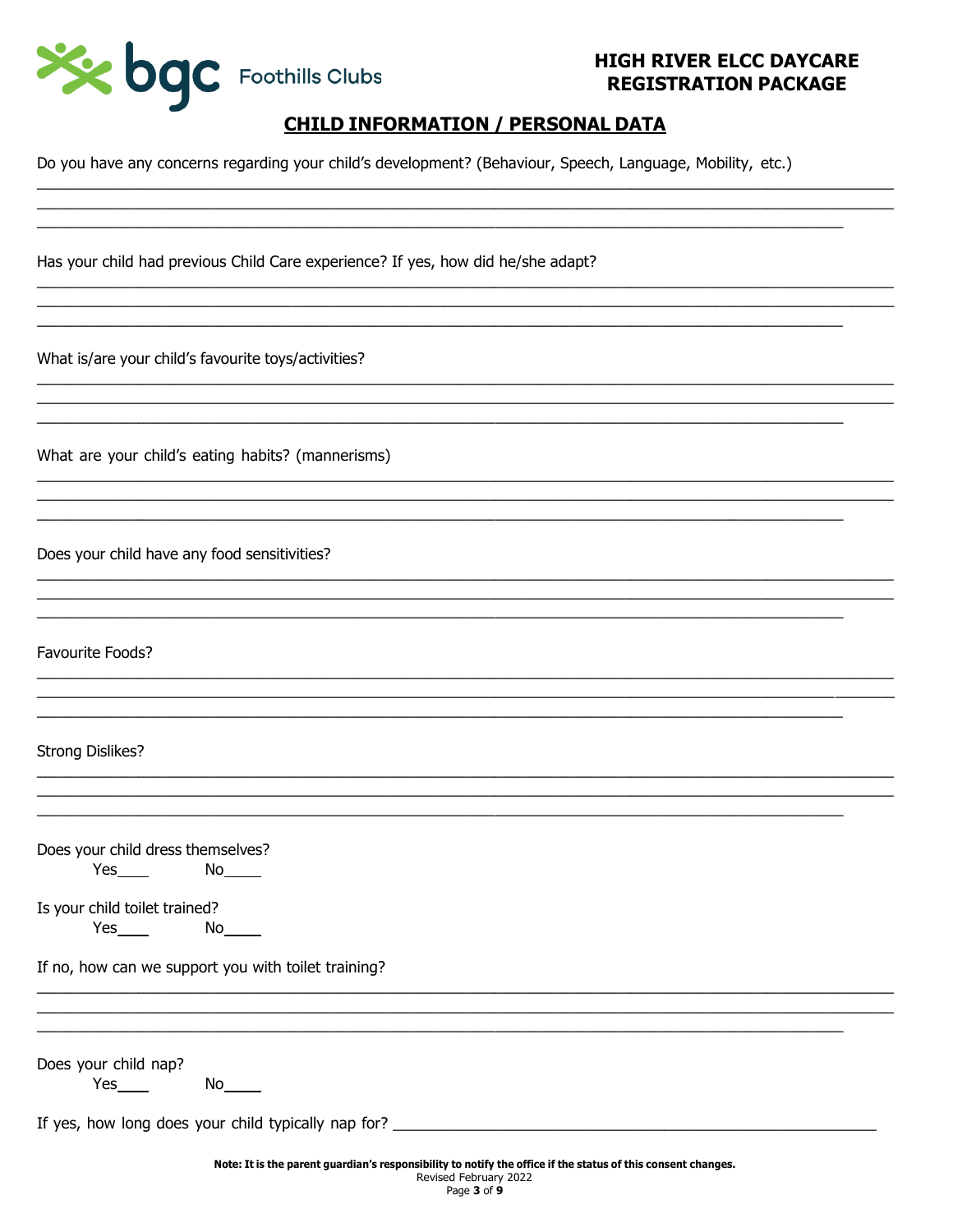**HIGH RIVER ELCC DAYCARE**
**REGISTRATION PACKAGE**

## CHILD INFORMATION / PERSONAL DATA

Do you have any concerns regarding your child's development? (Behaviour, Speech, Language, Mobility, etc.)

______________________________________________________________________________________

______________________________________________________________________________________

______________________________________________________________________________________

Has your child had previous Child Care experience? If yes, how did he/she adapt?

______________________________________________________________________________________

______________________________________________________________________________________

______________________________________________________________________________________

What is/are your child's favourite toys/activities?

______________________________________________________________________________________

______________________________________________________________________________________

______________________________________________________________________________________

What are your child's eating habits? (mannerisms)

______________________________________________________________________________________

______________________________________________________________________________________

______________________________________________________________________________________

Does your child have any food sensitivities?

______________________________________________________________________________________

______________________________________________________________________________________

______________________________________________________________________________________

Favourite Foods?

______________________________________________________________________________________

______________________________________________________________________________________

______________________________________________________________________________________

Strong Dislikes?

______________________________________________________________________________________

______________________________________________________________________________________

______________________________________________________________________________________

Does your child dress themselves?

Yes____ No____

Is your child toilet trained?

Yes____ No____

If no, how can we support you with toilet training?

______________________________________________________________________________________

______________________________________________________________________________________

______________________________________________________________________________________

Does your child nap?

Yes____ No____

If yes, how long does your child typically nap for? ______________________________________________

**Note: It is the parent guardian's responsibility to notify the office if the status of this consent changes.**
Revised February 2022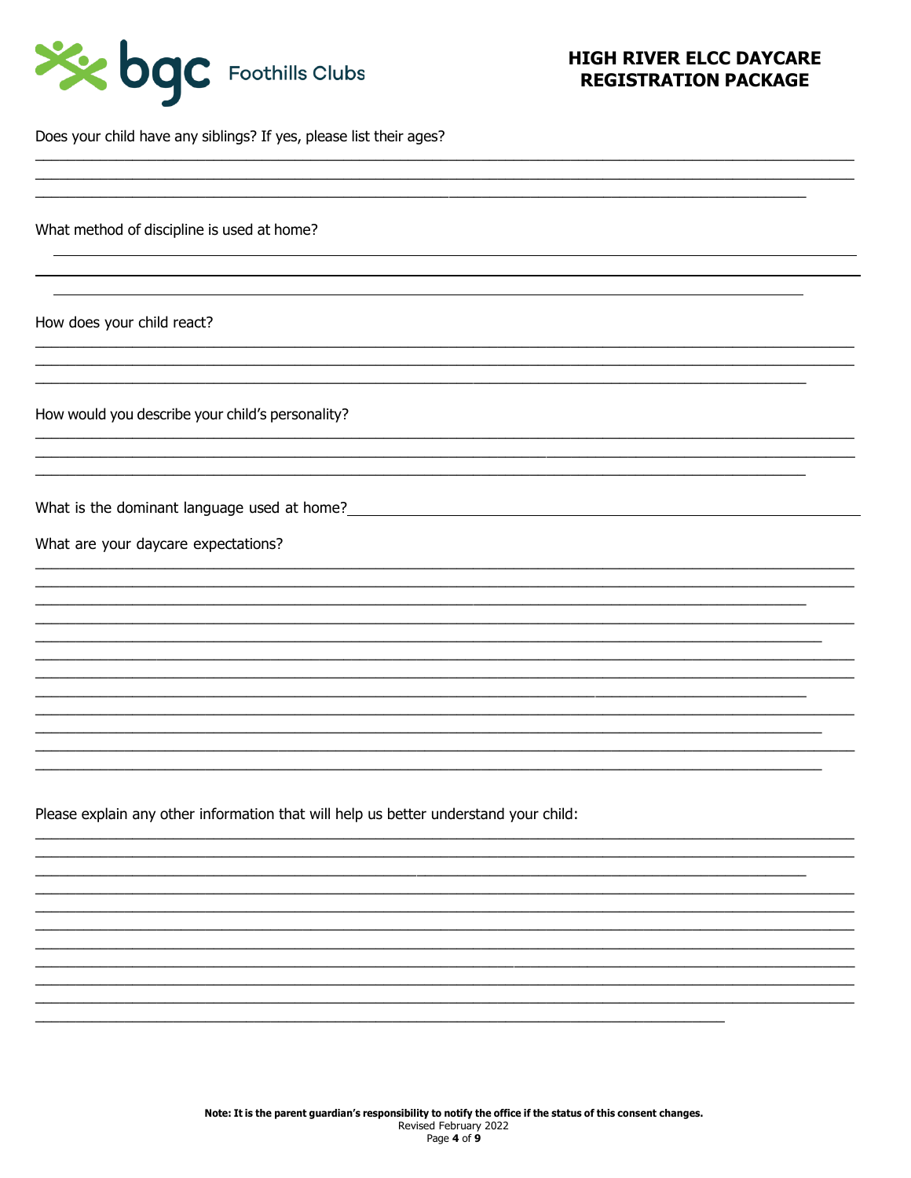Does your child have any siblings? If yes, please list their ages?

______________________________________________________________________________________

______________________________________________________________________________________

______________________________________________________________________________________

What method of discipline is used at home?

______________________________________________________________________________________

______________________________________________________________________________________

______________________________________________________________________________________

How does your child react?

______________________________________________________________________________________

______________________________________________________________________________________

______________________________________________________________________________________

How would you describe your child's personality?

______________________________________________________________________________________

______________________________________________________________________________________

______________________________________________________________________________________

What is the dominant language used at home?______________________________________________

What are your daycare expectations?

______________________________________________________________________________________

______________________________________________________________________________________

______________________________________________________________________________________

______________________________________________________________________________________

______________________________________________________________________________________

______________________________________________________________________________________

______________________________________________________________________________________

______________________________________________________________________________________

______________________________________________________________________________________

______________________________________________________________________________________

______________________________________________________________________________________

______________________________________________________________________________________

Please explain any other information that will help us better understand your child:

______________________________________________________________________________________

______________________________________________________________________________________

______________________________________________________________________________________

______________________________________________________________________________________

______________________________________________________________________________________

______________________________________________________________________________________

______________________________________________________________________________________

______________________________________________________________________________________

______________________________________________________________________________________

______________________________________________________________________________________

______________________________________________________________________________________

**Note: It is the parent guardian's responsibility to notify the office if the status of this consent changes.**

Revised February 2022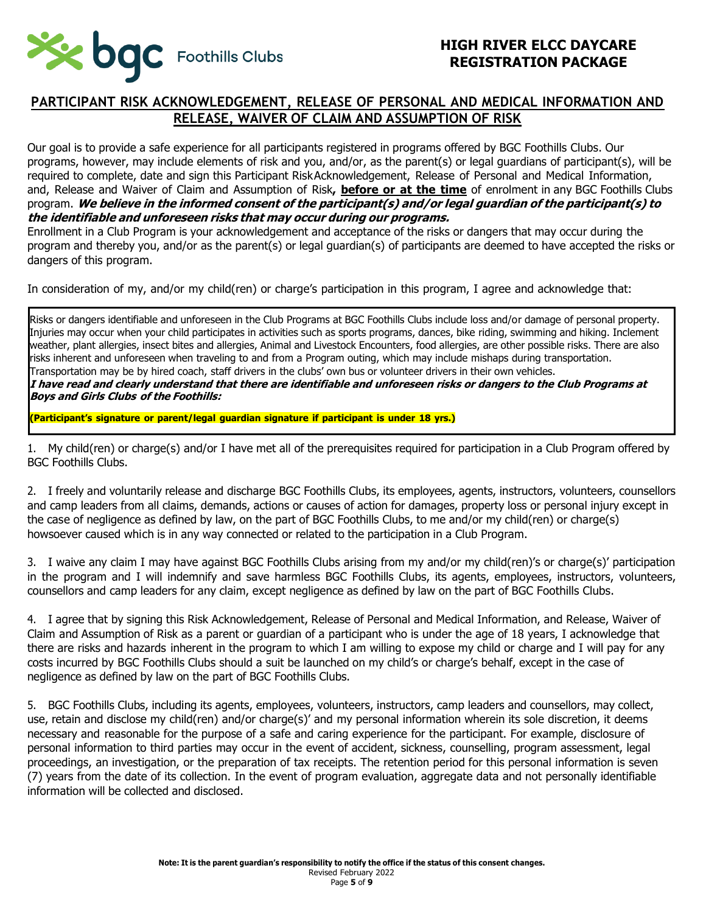# HIGH RIVER ELCC DAYCARE REGISTRATION PACKAGE

## PARTICIPANT RISK ACKNOWLEDGEMENT, RELEASE OF PERSONAL AND MEDICAL INFORMATION AND RELEASE, WAIVER OF CLAIM AND ASSUMPTION OF RISK

Our goal is to provide a safe experience for all participants registered in programs offered by BGC Foothills Clubs. Our programs, however, may include elements of risk and you, and/or, as the parent(s) or legal guardians of participant(s), will be required to complete, date and sign this Participant RiskAcknowledgement, Release of Personal and Medical Information, and, Release and Waiver of Claim and Assumption of Risk**, before or at the time** of enrolment in any BGC Foothills Clubs program. ***We believe in the informed consent of the participant(s) and/or legal guardian of the participant(s) to the identifiable and unforeseen risks that may occur during our programs.***

Enrollment in a Club Program is your acknowledgement and acceptance of the risks or dangers that may occur during the program and thereby you, and/or as the parent(s) or legal guardian(s) of participants are deemed to have accepted the risks or dangers of this program.

In consideration of my, and/or my child(ren) or charge's participation in this program, I agree and acknowledge that:

Risks or dangers identifiable and unforeseen in the Club Programs at BGC Foothills Clubs include loss and/or damage of personal property. Injuries may occur when your child participates in activities such as sports programs, dances, bike riding, swimming and hiking. Inclement weather, plant allergies, insect bites and allergies, Animal and Livestock Encounters, food allergies, are other possible risks. There are also risks inherent and unforeseen when traveling to and from a Program outing, which may include mishaps during transportation. Transportation may be by hired coach, staff drivers in the clubs' own bus or volunteer drivers in their own vehicles.

***I have read and clearly understand that there are identifiable and unforeseen risks or dangers to the Club Programs at Boys and Girls Clubs of the Foothills:***

**(Participant's signature or parent/legal guardian signature if participant is under 18 yrs.)**

1. My child(ren) or charge(s) and/or I have met all of the prerequisites required for participation in a Club Program offered by BGC Foothills Clubs.

2. I freely and voluntarily release and discharge BGC Foothills Clubs, its employees, agents, instructors, volunteers, counsellors and camp leaders from all claims, demands, actions or causes of action for damages, property loss or personal injury except in the case of negligence as defined by law, on the part of BGC Foothills Clubs, to me and/or my child(ren) or charge(s) howsoever caused which is in any way connected or related to the participation in a Club Program.

3. I waive any claim I may have against BGC Foothills Clubs arising from my and/or my child(ren)'s or charge(s)' participation in the program and I will indemnify and save harmless BGC Foothills Clubs, its agents, employees, instructors, volunteers, counsellors and camp leaders for any claim, except negligence as defined by law on the part of BGC Foothills Clubs.

4. I agree that by signing this Risk Acknowledgement, Release of Personal and Medical Information, and Release, Waiver of Claim and Assumption of Risk as a parent or guardian of a participant who is under the age of 18 years, I acknowledge that there are risks and hazards inherent in the program to which I am willing to expose my child or charge and I will pay for any costs incurred by BGC Foothills Clubs should a suit be launched on my child's or charge's behalf, except in the case of negligence as defined by law on the part of BGC Foothills Clubs.

5. BGC Foothills Clubs, including its agents, employees, volunteers, instructors, camp leaders and counsellors, may collect, use, retain and disclose my child(ren) and/or charge(s)' and my personal information wherein its sole discretion, it deems necessary and reasonable for the purpose of a safe and caring experience for the participant. For example, disclosure of personal information to third parties may occur in the event of accident, sickness, counselling, program assessment, legal proceedings, an investigation, or the preparation of tax receipts. The retention period for this personal information is seven (7) years from the date of its collection. In the event of program evaluation, aggregate data and not personally identifiable information will be collected and disclosed.

**Note: It is the parent guardian's responsibility to notify the office if the status of this consent changes.**

Revised February 2022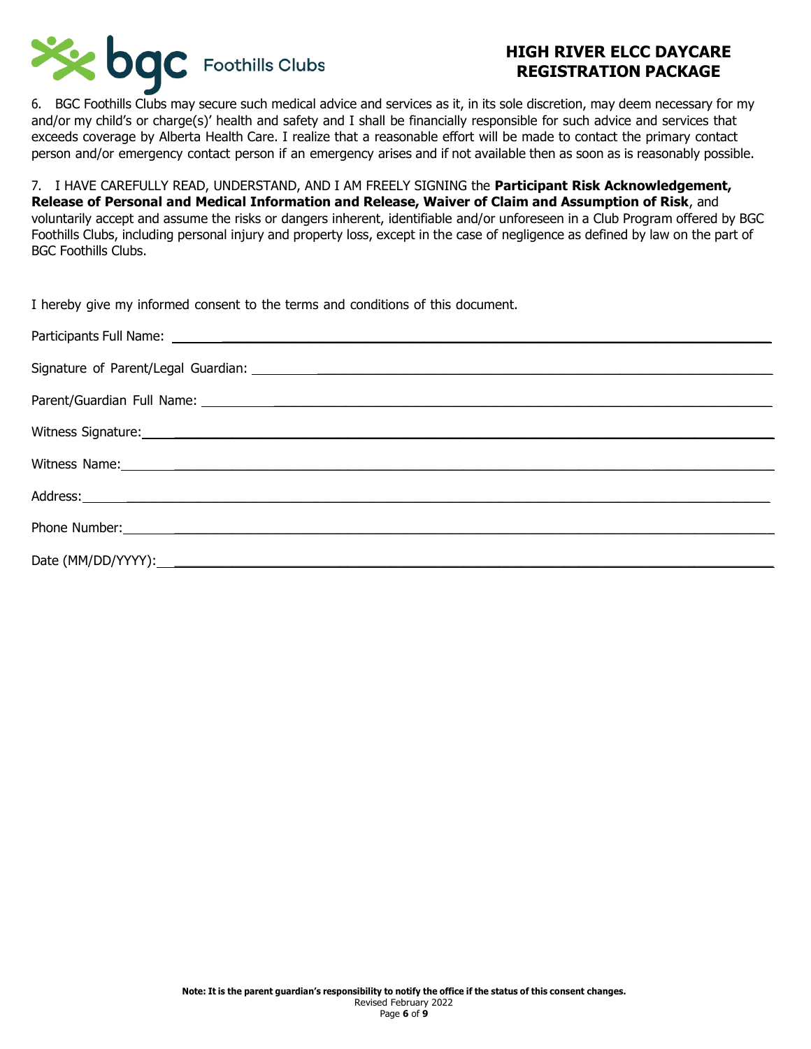6. BGC Foothills Clubs may secure such medical advice and services as it, in its sole discretion, may deem necessary for my and/or my child's or charge(s)' health and safety and I shall be financially responsible for such advice and services that exceeds coverage by Alberta Health Care. I realize that a reasonable effort will be made to contact the primary contact person and/or emergency contact person if an emergency arises and if not available then as soon as is reasonably possible.

7. I HAVE CAREFULLY READ, UNDERSTAND, AND I AM FREELY SIGNING the **Participant Risk Acknowledgement, Release of Personal and Medical Information and Release, Waiver of Claim and Assumption of Risk**, and voluntarily accept and assume the risks or dangers inherent, identifiable and/or unforeseen in a Club Program offered by BGC Foothills Clubs, including personal injury and property loss, except in the case of negligence as defined by law on the part of BGC Foothills Clubs.

I hereby give my informed consent to the terms and conditions of this document.

Participants Full Name: ______________________________

Signature of Parent/Legal Guardian: ______________________________

Parent/Guardian Full Name: ______________________________

Witness Signature: ______________________________

Witness Name: ______________________________

Address: ______________________________

Phone Number: ______________________________

Date (MM/DD/YYYY): ______________________________

**Note: It is the parent guardian's responsibility to notify the office if the status of this consent changes.**

Revised February 2022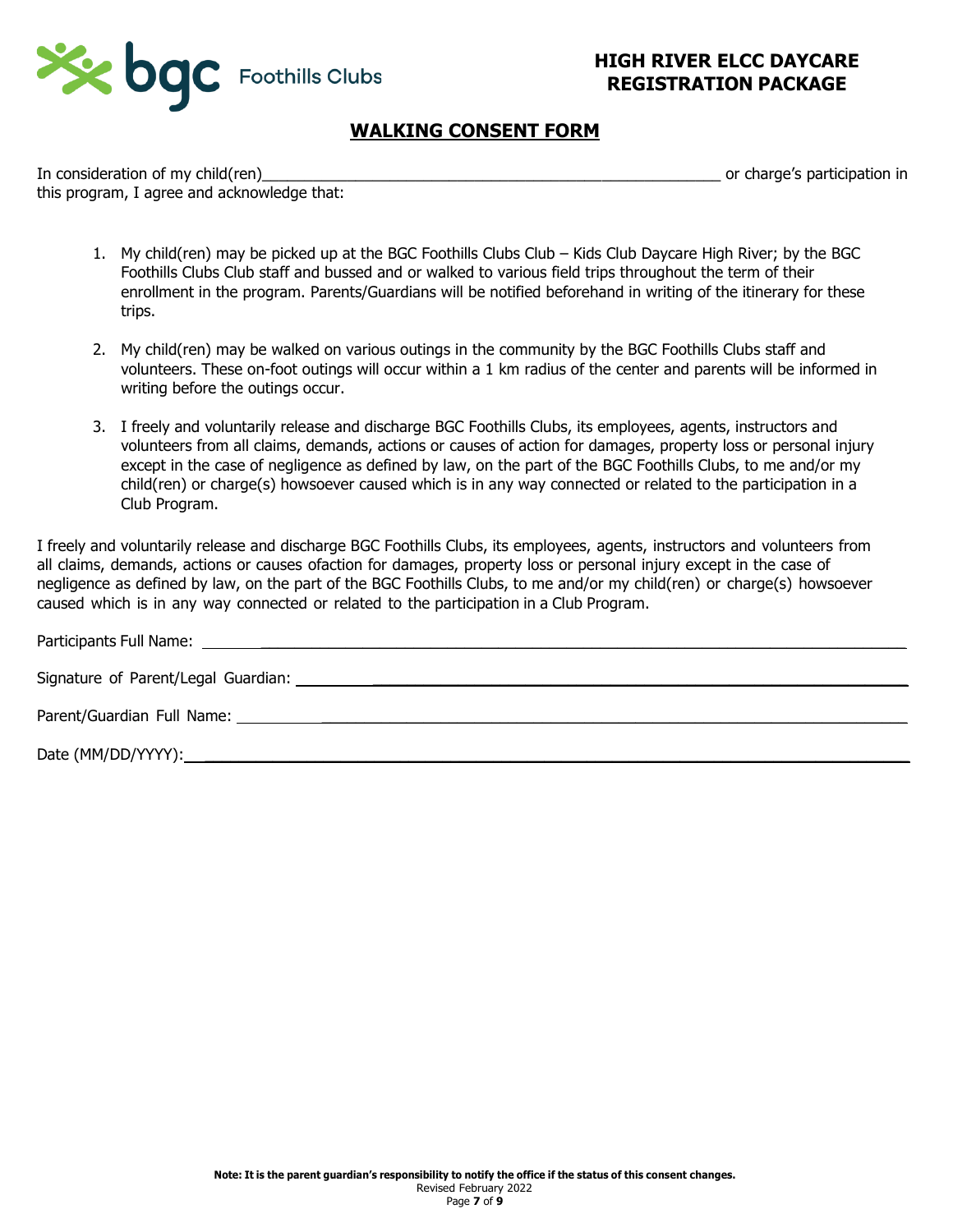**HIGH RIVER ELCC DAYCARE REGISTRATION PACKAGE**

# WALKING CONSENT FORM

In consideration of my child(ren)_______________________________________________________ or charge's participation in this program, I agree and acknowledge that:

1. My child(ren) may be picked up at the BGC Foothills Clubs Club – Kids Club Daycare High River; by the BGC Foothills Clubs Club staff and bussed and or walked to various field trips throughout the term of their enrollment in the program. Parents/Guardians will be notified beforehand in writing of the itinerary for these trips.

2. My child(ren) may be walked on various outings in the community by the BGC Foothills Clubs staff and volunteers. These on-foot outings will occur within a 1 km radius of the center and parents will be informed in writing before the outings occur.

3. I freely and voluntarily release and discharge BGC Foothills Clubs, its employees, agents, instructors and volunteers from all claims, demands, actions or causes of action for damages, property loss or personal injury except in the case of negligence as defined by law, on the part of the BGC Foothills Clubs, to me and/or my child(ren) or charge(s) howsoever caused which is in any way connected or related to the participation in a Club Program.

I freely and voluntarily release and discharge BGC Foothills Clubs, its employees, agents, instructors and volunteers from all claims, demands, actions or causes ofaction for damages, property loss or personal injury except in the case of negligence as defined by law, on the part of the BGC Foothills Clubs, to me and/or my child(ren) or charge(s) howsoever caused which is in any way connected or related to the participation in a Club Program.

Participants Full Name: ________________________________________________________________

Signature of Parent/Legal Guardian: ______________________________________________________

Parent/Guardian Full Name: ___________________________________________________________

Date (MM/DD/YYYY): ________________________________________________________________

**Note: It is the parent guardian's responsibility to notify the office if the status of this consent changes.**

Revised February 2022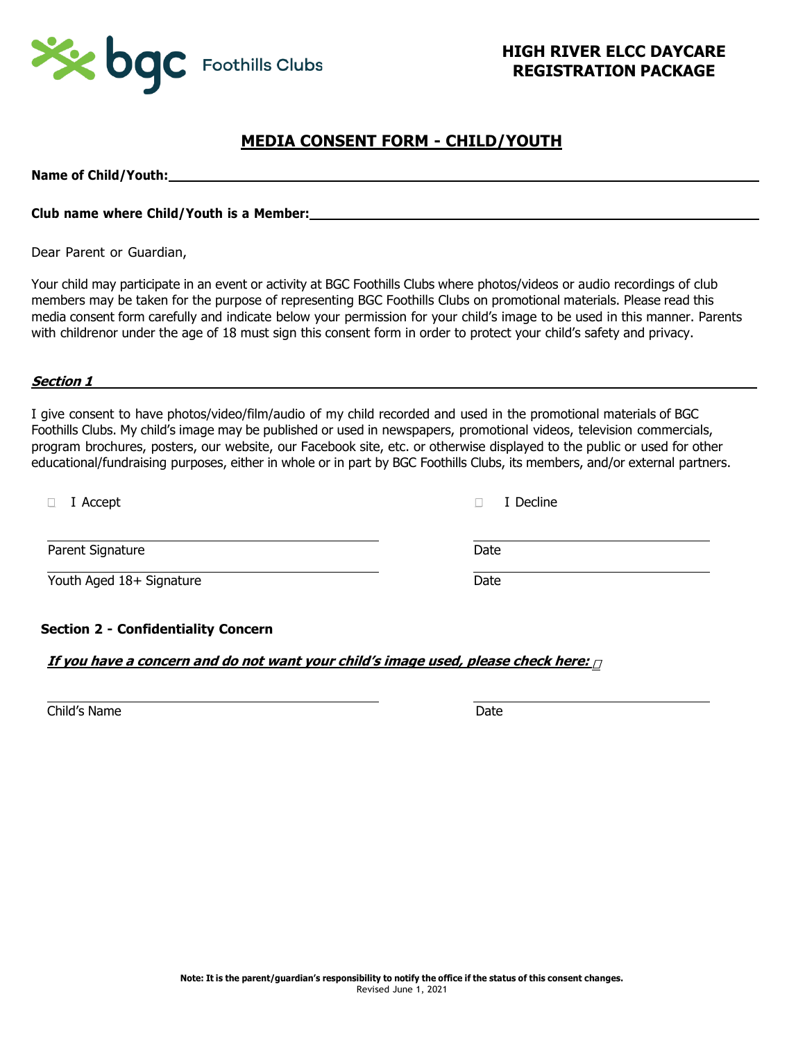**HIGH RIVER ELCC DAYCARE REGISTRATION PACKAGE**

# MEDIA CONSENT FORM - CHILD/YOUTH

**Name of Child/Youth:** ____________________________________________

**Club name where Child/Youth is a Member:** ____________________________________________

Dear Parent or Guardian,

Your child may participate in an event or activity at BGC Foothills Clubs where photos/videos or audio recordings of club members may be taken for the purpose of representing BGC Foothills Clubs on promotional materials. Please read this media consent form carefully and indicate below your permission for your child's image to be used in this manner. Parents with childrenor under the age of 18 must sign this consent form in order to protect your child's safety and privacy.

***Section 1***

I give consent to have photos/video/film/audio of my child recorded and used in the promotional materials of BGC Foothills Clubs. My child's image may be published or used in newspapers, promotional videos, television commercials, program brochures, posters, our website, our Facebook site, etc. or otherwise displayed to the public or used for other educational/fundraising purposes, either in whole or in part by BGC Foothills Clubs, its members, and/or external partners.

☐ I Accept ☐ I Decline

______________________________ ______________________________
Parent Signature Date

______________________________ ______________________________
Youth Aged 18+ Signature Date

**Section 2 - Confidentiality Concern**

***If you have a concern and do not want your child's image used, please check here:*** ☐

______________________________ ______________________________
Child's Name Date

**Note: It is the parent/guardian's responsibility to notify the office if the status of this consent changes.**
Revised June 1, 2021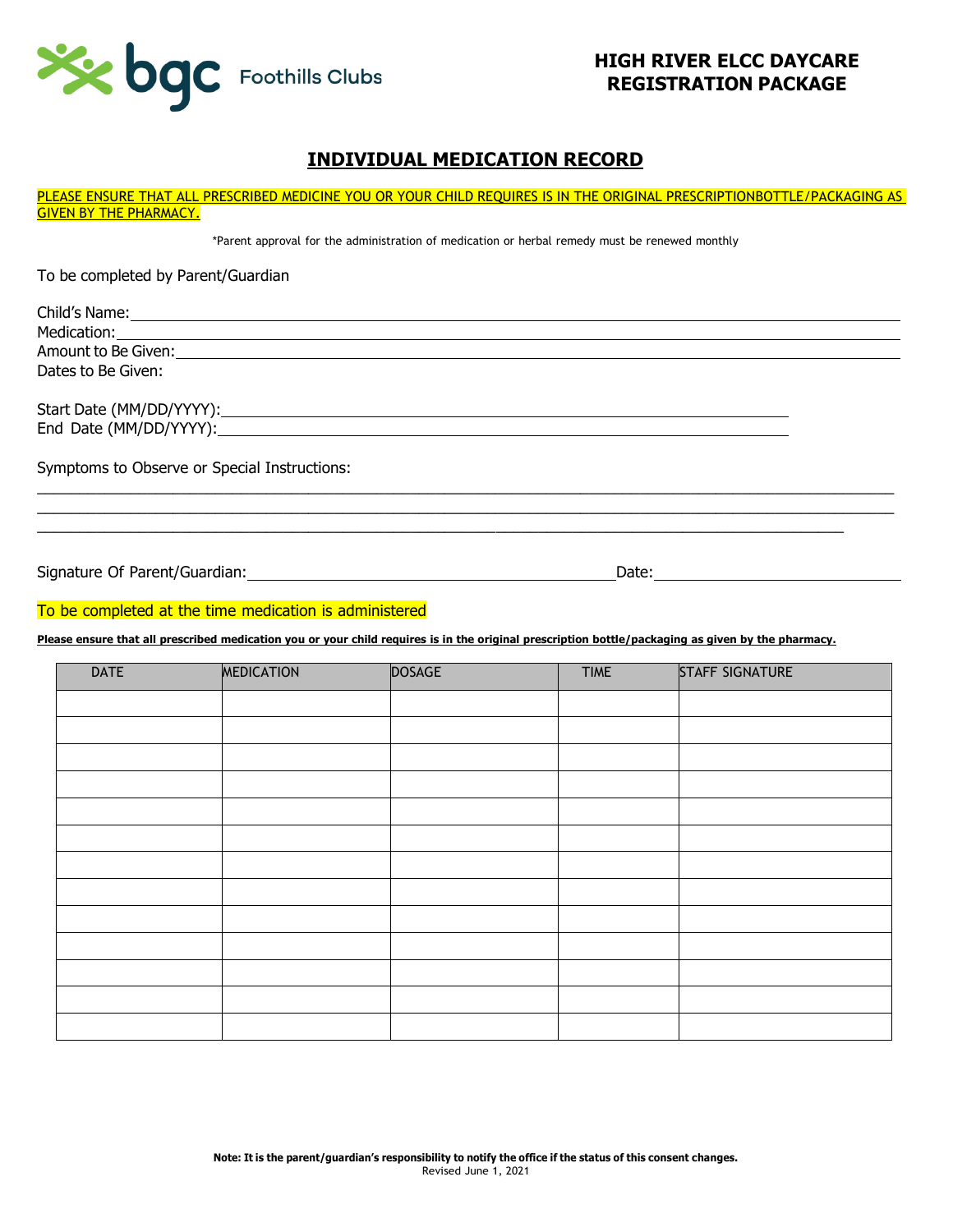bgc Foothills Clubs

**HIGH RIVER ELCC DAYCARE REGISTRATION PACKAGE**

# INDIVIDUAL MEDICATION RECORD

PLEASE ENSURE THAT ALL PRESCRIBED MEDICINE YOU OR YOUR CHILD REQUIRES IS IN THE ORIGINAL PRESCRIPTIONBOTTLE/PACKAGING AS GIVEN BY THE PHARMACY.

*Parent approval for the administration of medication or herbal remedy must be renewed monthly

To be completed by Parent/Guardian

Child's Name: ______________________________

Medication: ______________________________

Amount to Be Given: ______________________________

Dates to Be Given:

Start Date (MM/DD/YYYY): ______________________________

End Date (MM/DD/YYYY): ______________________________

Symptoms to Observe or Special Instructions:

______________________________

______________________________

______________________________

Signature Of Parent/Guardian: ______________________________ Date: ______________

To be completed at the time medication is administered

**Please ensure that all prescribed medication you or your child requires is in the original prescription bottle/packaging as given by the pharmacy.**

| DATE | MEDICATION | DOSAGE | TIME | STAFF SIGNATURE |
|---|---|---|---|---|
| | | | | |
| | | | | |
| | | | | |
| | | | | |
| | | | | |
| | | | | |
| | | | | |
| | | | | |
| | | | | |
| | | | | |
| | | | | |
| | | | | |
| | | | | |

**Note: It is the parent/guardian's responsibility to notify the office if the status of this consent changes.**

Revised June 1, 2021